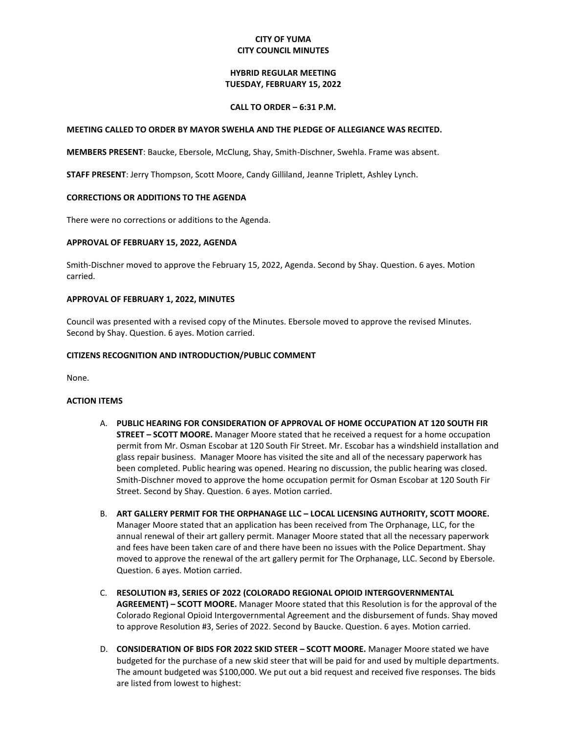# CITY OF YUMA
# CITY COUNCIL MINUTES

## HYBRID REGULAR MEETING
## TUESDAY, FEBRUARY 15, 2022

### CALL TO ORDER – 6:31 P.M.

**MEETING CALLED TO ORDER BY MAYOR SWEHLA AND THE PLEDGE OF ALLEGIANCE WAS RECITED.**

**MEMBERS PRESENT**: Baucke, Ebersole, McClung, Shay, Smith-Dischner, Swehla. Frame was absent.

**STAFF PRESENT**: Jerry Thompson, Scott Moore, Candy Gilliland, Jeanne Triplett, Ashley Lynch.

**CORRECTIONS OR ADDITIONS TO THE AGENDA**

There were no corrections or additions to the Agenda.

**APPROVAL OF FEBRUARY 15, 2022, AGENDA**

Smith-Dischner moved to approve the February 15, 2022, Agenda. Second by Shay. Question. 6 ayes. Motion carried.

**APPROVAL OF FEBRUARY 1, 2022, MINUTES**

Council was presented with a revised copy of the Minutes. Ebersole moved to approve the revised Minutes. Second by Shay. Question. 6 ayes. Motion carried.

**CITIZENS RECOGNITION AND INTRODUCTION/PUBLIC COMMENT**

None.

**ACTION ITEMS**

A. **PUBLIC HEARING FOR CONSIDERATION OF APPROVAL OF HOME OCCUPATION AT 120 SOUTH FIR STREET – SCOTT MOORE.** Manager Moore stated that he received a request for a home occupation permit from Mr. Osman Escobar at 120 South Fir Street. Mr. Escobar has a windshield installation and glass repair business. Manager Moore has visited the site and all of the necessary paperwork has been completed. Public hearing was opened. Hearing no discussion, the public hearing was closed. Smith-Dischner moved to approve the home occupation permit for Osman Escobar at 120 South Fir Street. Second by Shay. Question. 6 ayes. Motion carried.

B. **ART GALLERY PERMIT FOR THE ORPHANAGE LLC – LOCAL LICENSING AUTHORITY, SCOTT MOORE.** Manager Moore stated that an application has been received from The Orphanage, LLC, for the annual renewal of their art gallery permit. Manager Moore stated that all the necessary paperwork and fees have been taken care of and there have been no issues with the Police Department. Shay moved to approve the renewal of the art gallery permit for The Orphanage, LLC. Second by Ebersole. Question. 6 ayes. Motion carried.

C. **RESOLUTION #3, SERIES OF 2022 (COLORADO REGIONAL OPIOID INTERGOVERNMENTAL AGREEMENT) – SCOTT MOORE.** Manager Moore stated that this Resolution is for the approval of the Colorado Regional Opioid Intergovernmental Agreement and the disbursement of funds. Shay moved to approve Resolution #3, Series of 2022. Second by Baucke. Question. 6 ayes. Motion carried.

D. **CONSIDERATION OF BIDS FOR 2022 SKID STEER – SCOTT MOORE.** Manager Moore stated we have budgeted for the purchase of a new skid steer that will be paid for and used by multiple departments. The amount budgeted was $100,000. We put out a bid request and received five responses. The bids are listed from lowest to highest: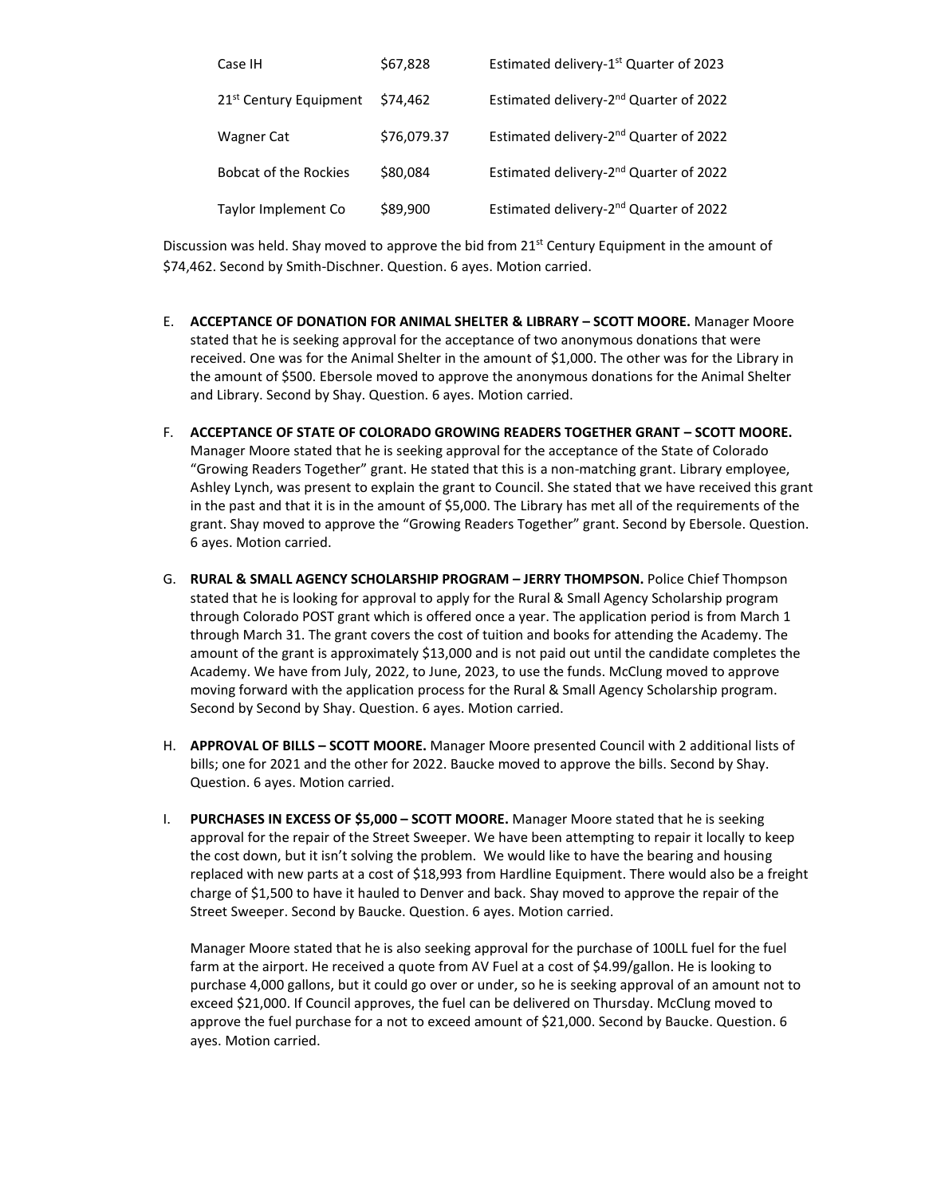| Case IH | $67,828 | Estimated delivery-1st Quarter of 2023 |
|---|---|---|
| 21st Century Equipment | $74,462 | Estimated delivery-2nd Quarter of 2022 |
| Wagner Cat | $76,079.37 | Estimated delivery-2nd Quarter of 2022 |
| Bobcat of the Rockies | $80,084 | Estimated delivery-2nd Quarter of 2022 |
| Taylor Implement Co | $89,900 | Estimated delivery-2nd Quarter of 2022 |

Discussion was held. Shay moved to approve the bid from 21st Century Equipment in the amount of $74,462. Second by Smith-Dischner. Question. 6 ayes. Motion carried.

E. **ACCEPTANCE OF DONATION FOR ANIMAL SHELTER & LIBRARY – SCOTT MOORE.** Manager Moore stated that he is seeking approval for the acceptance of two anonymous donations that were received. One was for the Animal Shelter in the amount of $1,000. The other was for the Library in the amount of $500. Ebersole moved to approve the anonymous donations for the Animal Shelter and Library. Second by Shay. Question. 6 ayes. Motion carried.

F. **ACCEPTANCE OF STATE OF COLORADO GROWING READERS TOGETHER GRANT – SCOTT MOORE.** Manager Moore stated that he is seeking approval for the acceptance of the State of Colorado "Growing Readers Together" grant. He stated that this is a non-matching grant. Library employee, Ashley Lynch, was present to explain the grant to Council. She stated that we have received this grant in the past and that it is in the amount of $5,000. The Library has met all of the requirements of the grant. Shay moved to approve the "Growing Readers Together" grant. Second by Ebersole. Question. 6 ayes. Motion carried.

G. **RURAL & SMALL AGENCY SCHOLARSHIP PROGRAM – JERRY THOMPSON.** Police Chief Thompson stated that he is looking for approval to apply for the Rural & Small Agency Scholarship program through Colorado POST grant which is offered once a year. The application period is from March 1 through March 31. The grant covers the cost of tuition and books for attending the Academy. The amount of the grant is approximately $13,000 and is not paid out until the candidate completes the Academy. We have from July, 2022, to June, 2023, to use the funds. McClung moved to approve moving forward with the application process for the Rural & Small Agency Scholarship program. Second by Second by Shay. Question. 6 ayes. Motion carried.

H. **APPROVAL OF BILLS – SCOTT MOORE.** Manager Moore presented Council with 2 additional lists of bills; one for 2021 and the other for 2022. Baucke moved to approve the bills. Second by Shay. Question. 6 ayes. Motion carried.

I. **PURCHASES IN EXCESS OF $5,000 – SCOTT MOORE.** Manager Moore stated that he is seeking approval for the repair of the Street Sweeper. We have been attempting to repair it locally to keep the cost down, but it isn't solving the problem. We would like to have the bearing and housing replaced with new parts at a cost of $18,993 from Hardline Equipment. There would also be a freight charge of $1,500 to have it hauled to Denver and back. Shay moved to approve the repair of the Street Sweeper. Second by Baucke. Question. 6 ayes. Motion carried.

   Manager Moore stated that he is also seeking approval for the purchase of 100LL fuel for the fuel farm at the airport. He received a quote from AV Fuel at a cost of $4.99/gallon. He is looking to purchase 4,000 gallons, but it could go over or under, so he is seeking approval of an amount not to exceed $21,000. If Council approves, the fuel can be delivered on Thursday. McClung moved to approve the fuel purchase for a not to exceed amount of $21,000. Second by Baucke. Question. 6 ayes. Motion carried.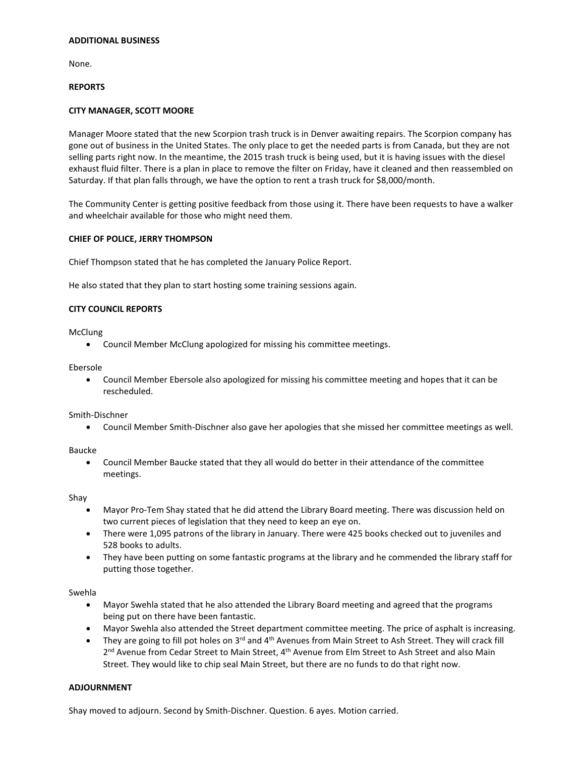**ADDITIONAL BUSINESS**

None.

**REPORTS**

**CITY MANAGER, SCOTT MOORE**

Manager Moore stated that the new Scorpion trash truck is in Denver awaiting repairs. The Scorpion company has gone out of business in the United States. The only place to get the needed parts is from Canada, but they are not selling parts right now. In the meantime, the 2015 trash truck is being used, but it is having issues with the diesel exhaust fluid filter. There is a plan in place to remove the filter on Friday, have it cleaned and then reassembled on Saturday. If that plan falls through, we have the option to rent a trash truck for $8,000/month.

The Community Center is getting positive feedback from those using it. There have been requests to have a walker and wheelchair available for those who might need them.

**CHIEF OF POLICE, JERRY THOMPSON**

Chief Thompson stated that he has completed the January Police Report.

He also stated that they plan to start hosting some training sessions again.

**CITY COUNCIL REPORTS**

McClung

- Council Member McClung apologized for missing his committee meetings.

Ebersole

- Council Member Ebersole also apologized for missing his committee meeting and hopes that it can be rescheduled.

Smith-Dischner

- Council Member Smith-Dischner also gave her apologies that she missed her committee meetings as well.

Baucke

- Council Member Baucke stated that they all would do better in their attendance of the committee meetings.

Shay

- Mayor Pro-Tem Shay stated that he did attend the Library Board meeting. There was discussion held on two current pieces of legislation that they need to keep an eye on.
- There were 1,095 patrons of the library in January. There were 425 books checked out to juveniles and 528 books to adults.
- They have been putting on some fantastic programs at the library and he commended the library staff for putting those together.

Swehla

- Mayor Swehla stated that he also attended the Library Board meeting and agreed that the programs being put on there have been fantastic.
- Mayor Swehla also attended the Street department committee meeting. The price of asphalt is increasing.
- They are going to fill pot holes on 3rd and 4th Avenues from Main Street to Ash Street. They will crack fill 2nd Avenue from Cedar Street to Main Street, 4th Avenue from Elm Street to Ash Street and also Main Street. They would like to chip seal Main Street, but there are no funds to do that right now.

**ADJOURNMENT**

Shay moved to adjourn. Second by Smith-Dischner. Question. 6 ayes. Motion carried.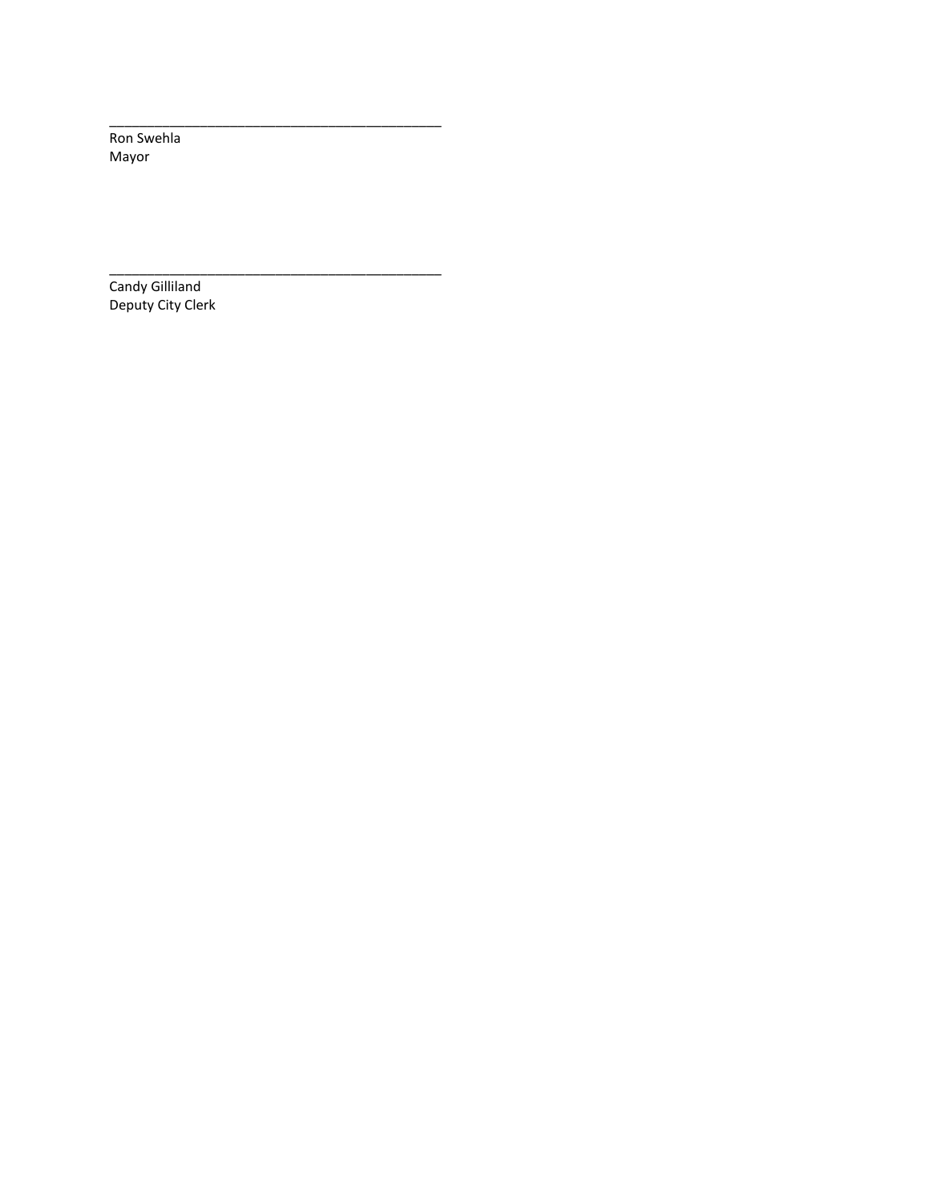_____________________________________________
Ron Swehla
Mayor

_____________________________________________
Candy Gilliland
Deputy City Clerk